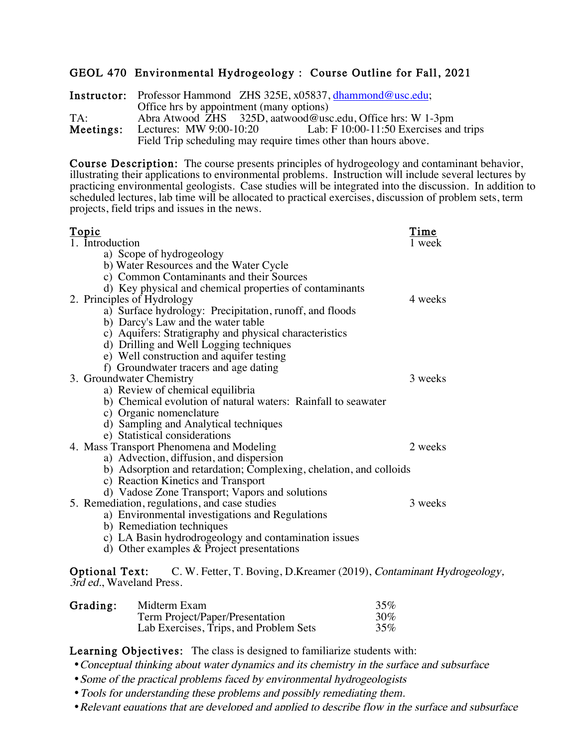# GEOL 470 Environmental Hydrogeology : Course Outline for Fall, 2021

**Instructor:** Professor Hammond ZHS 325E, x05837, dhammond@usc.edu;
Office hrs by appointment (many options)
TA: Abra Atwood ZHS 325D, aatwood@usc.edu, Office hrs: W 1-3pm
**Meetings:** Lectures: MW 9:00-10:20 Lab: F 10:00-11:50 Exercises and trips
Field Trip scheduling may require times other than hours above.

**Course Description:** The course presents principles of hydrogeology and contaminant behavior, illustrating their applications to environmental problems. Instruction will include several lectures by practicing environmental geologists. Case studies will be integrated into the discussion. In addition to scheduled lectures, lab time will be allocated to practical exercises, discussion of problem sets, term projects, field trips and issues in the news.

| Topic | Time |
| --- | --- |
| 1. Introduction | 1 week |
| a) Scope of hydrogeology | |
| b) Water Resources and the Water Cycle | |
| c) Common Contaminants and their Sources | |
| d) Key physical and chemical properties of contaminants | |
| 2. Principles of Hydrology | 4 weeks |
| a) Surface hydrology: Precipitation, runoff, and floods | |
| b) Darcy's Law and the water table | |
| c) Aquifers: Stratigraphy and physical characteristics | |
| d) Drilling and Well Logging techniques | |
| e) Well construction and aquifer testing | |
| f) Groundwater tracers and age dating | |
| 3. Groundwater Chemistry | 3 weeks |
| a) Review of chemical equilibria | |
| b) Chemical evolution of natural waters: Rainfall to seawater | |
| c) Organic nomenclature | |
| d) Sampling and Analytical techniques | |
| e) Statistical considerations | |
| 4. Mass Transport Phenomena and Modeling | 2 weeks |
| a) Advection, diffusion, and dispersion | |
| b) Adsorption and retardation; Complexing, chelation, and colloids | |
| c) Reaction Kinetics and Transport | |
| d) Vadose Zone Transport; Vapors and solutions | |
| 5. Remediation, regulations, and case studies | 3 weeks |
| a) Environmental investigations and Regulations | |
| b) Remediation techniques | |
| c) LA Basin hydrodrogeology and contamination issues | |
| d) Other examples & Project presentations | |

**Optional Text:** C. W. Fetter, T. Boving, D.Kreamer (2019), *Contaminant Hydrogeology, 3rd ed.*, Waveland Press.

**Grading:**

| | |
| --- | --- |
| Midterm Exam | 35% |
| Term Project/Paper/Presentation | 30% |
| Lab Exercises, Trips, and Problem Sets | 35% |

**Learning Objectives:** The class is designed to familiarize students with:

- *Conceptual thinking about water dynamics and its chemistry in the surface and subsurface*
- *Some of the practical problems faced by environmental hydrogeologists*
- *Tools for understanding these problems and possibly remediating them.*
- *Relevant equations that are developed and applied to describe flow in the surface and subsurface*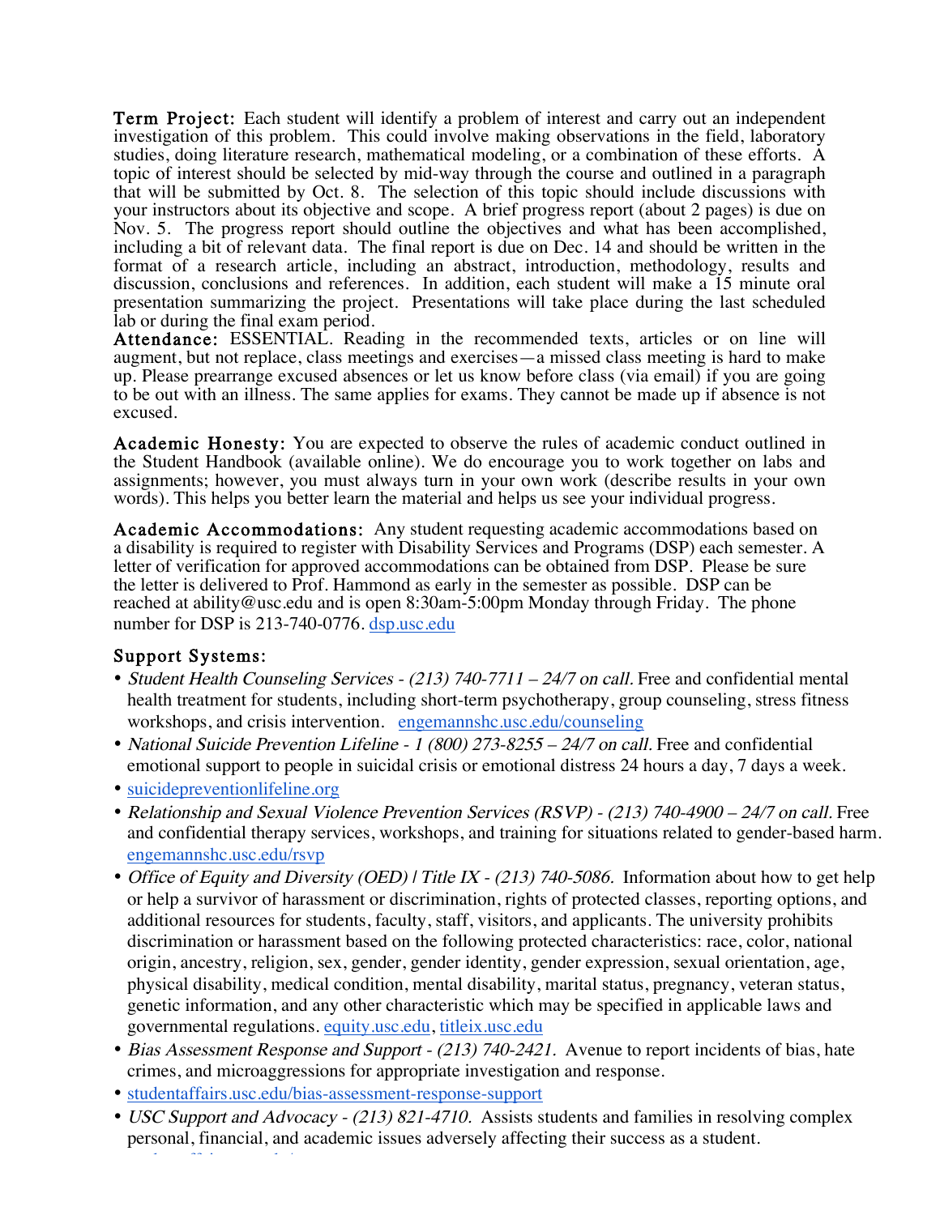**Term Project:** Each student will identify a problem of interest and carry out an independent investigation of this problem. This could involve making observations in the field, laboratory studies, doing literature research, mathematical modeling, or a combination of these efforts. A topic of interest should be selected by mid-way through the course and outlined in a paragraph that will be submitted by Oct. 8. The selection of this topic should include discussions with your instructors about its objective and scope. A brief progress report (about 2 pages) is due on Nov. 5. The progress report should outline the objectives and what has been accomplished, including a bit of relevant data. The final report is due on Dec. 14 and should be written in the format of a research article, including an abstract, introduction, methodology, results and discussion, conclusions and references. In addition, each student will make a 15 minute oral presentation summarizing the project. Presentations will take place during the last scheduled lab or during the final exam period.

**Attendance:** ESSENTIAL. Reading in the recommended texts, articles or on line will augment, but not replace, class meetings and exercises—a missed class meeting is hard to make up. Please prearrange excused absences or let us know before class (via email) if you are going to be out with an illness. The same applies for exams. They cannot be made up if absence is not excused.

**Academic Honesty:** You are expected to observe the rules of academic conduct outlined in the Student Handbook (available online). We do encourage you to work together on labs and assignments; however, you must always turn in your own work (describe results in your own words). This helps you better learn the material and helps us see your individual progress.

**Academic Accommodations:** Any student requesting academic accommodations based on a disability is required to register with Disability Services and Programs (DSP) each semester. A letter of verification for approved accommodations can be obtained from DSP. Please be sure the letter is delivered to Prof. Hammond as early in the semester as possible. DSP can be reached at ability@usc.edu and is open 8:30am-5:00pm Monday through Friday. The phone number for DSP is 213-740-0776. dsp.usc.edu

**Support Systems:**

- *Student Health Counseling Services - (213) 740-7711 – 24/7 on call.* Free and confidential mental health treatment for students, including short-term psychotherapy, group counseling, stress fitness workshops, and crisis intervention. engemannshc.usc.edu/counseling
- *National Suicide Prevention Lifeline - 1 (800) 273-8255 – 24/7 on call.* Free and confidential emotional support to people in suicidal crisis or emotional distress 24 hours a day, 7 days a week.
- suicidepreventionlifeline.org
- *Relationship and Sexual Violence Prevention Services (RSVP) - (213) 740-4900 – 24/7 on call.* Free and confidential therapy services, workshops, and training for situations related to gender-based harm. engemannshc.usc.edu/rsvp
- *Office of Equity and Diversity (OED) | Title IX - (213) 740-5086.* Information about how to get help or help a survivor of harassment or discrimination, rights of protected classes, reporting options, and additional resources for students, faculty, staff, visitors, and applicants. The university prohibits discrimination or harassment based on the following protected characteristics: race, color, national origin, ancestry, religion, sex, gender, gender identity, gender expression, sexual orientation, age, physical disability, medical condition, mental disability, marital status, pregnancy, veteran status, genetic information, and any other characteristic which may be specified in applicable laws and governmental regulations. equity.usc.edu, titleix.usc.edu
- *Bias Assessment Response and Support - (213) 740-2421.* Avenue to report incidents of bias, hate crimes, and microaggressions for appropriate investigation and response.
- studentaffairs.usc.edu/bias-assessment-response-support
- *USC Support and Advocacy - (213) 821-4710.* Assists students and families in resolving complex personal, financial, and academic issues adversely affecting their success as a student.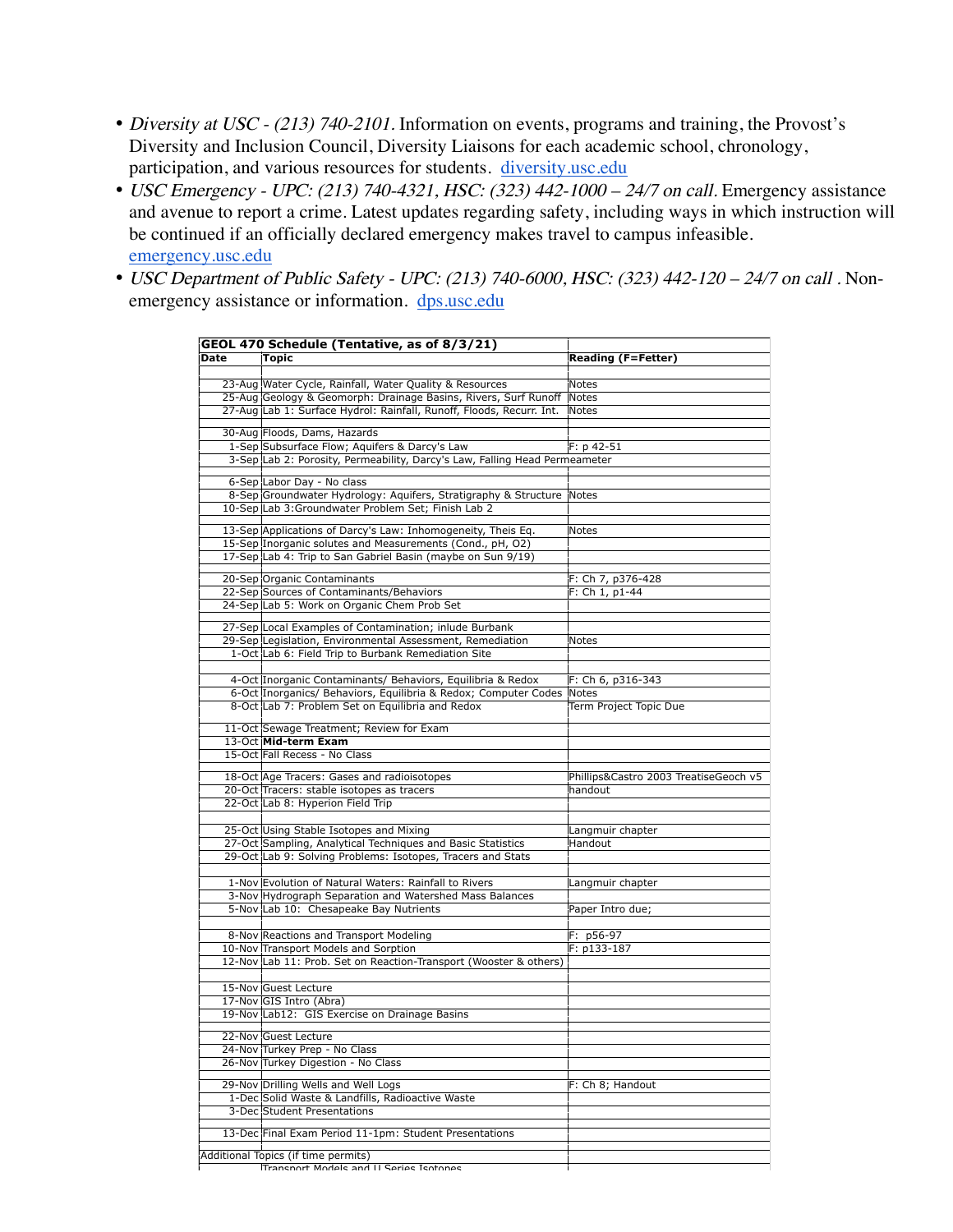- *Diversity at USC - (213) 740-2101.* Information on events, programs and training, the Provost's Diversity and Inclusion Council, Diversity Liaisons for each academic school, chronology, participation, and various resources for students. diversity.usc.edu
- *USC Emergency - UPC: (213) 740-4321, HSC: (323) 442-1000 – 24/7 on call.* Emergency assistance and avenue to report a crime. Latest updates regarding safety, including ways in which instruction will be continued if an officially declared emergency makes travel to campus infeasible. emergency.usc.edu
- *USC Department of Public Safety - UPC: (213) 740-6000, HSC: (323) 442-120 – 24/7 on call .* Non-emergency assistance or information. dps.usc.edu

| **GEOL 470 Schedule (Tentative, as of 8/3/21)** | | |
|---|---|---|
| **Date** | **Topic** | **Reading (F=Fetter)** |
| | | |
| 23-Aug | Water Cycle, Rainfall, Water Quality & Resources | Notes |
| 25-Aug | Geology & Geomorph: Drainage Basins, Rivers, Surf Runoff | Notes |
| 27-Aug | Lab 1: Surface Hydrol: Rainfall, Runoff, Floods, Recurr. Int. | Notes |
| | | |
| 30-Aug | Floods, Dams, Hazards | |
| 1-Sep | Subsurface Flow; Aquifers & Darcy's Law | F: p 42-51 |
| 3-Sep | Lab 2: Porosity, Permeability, Darcy's Law, Falling Head Permeameter | |
| | | |
| 6-Sep | Labor Day - No class | |
| 8-Sep | Groundwater Hydrology: Aquifers, Stratigraphy & Structure | Notes |
| 10-Sep | Lab 3:Groundwater Problem Set; Finish Lab 2 | |
| | | |
| 13-Sep | Applications of Darcy's Law: Inhomogeneity, Theis Eq. | Notes |
| 15-Sep | Inorganic solutes and Measurements (Cond., pH, O2) | |
| 17-Sep | Lab 4: Trip to San Gabriel Basin (maybe on Sun 9/19) | |
| | | |
| 20-Sep | Organic Contaminants | F: Ch 7, p376-428 |
| 22-Sep | Sources of Contaminants/Behaviors | F: Ch 1, p1-44 |
| 24-Sep | Lab 5: Work on Organic Chem Prob Set | |
| | | |
| 27-Sep | Local Examples of Contamination; inlude Burbank | |
| 29-Sep | Legislation, Environmental Assessment, Remediation | Notes |
| 1-Oct | Lab 6: Field Trip to Burbank Remediation Site | |
| | | |
| 4-Oct | Inorganic Contaminants/ Behaviors, Equilibria & Redox | F: Ch 6, p316-343 |
| 6-Oct | Inorganics/ Behaviors, Equilibria & Redox; Computer Codes | Notes |
| 8-Oct | Lab 7: Problem Set on Equilibria and Redox | Term Project Topic Due |
| | | |
| 11-Oct | Sewage Treatment; Review for Exam | |
| 13-Oct | **Mid-term Exam** | |
| 15-Oct | Fall Recess - No Class | |
| | | |
| 18-Oct | Age Tracers: Gases and radioisotopes | Phillips&Castro 2003 TreatiseGeoch v5 |
| 20-Oct | Tracers: stable isotopes as tracers | handout |
| 22-Oct | Lab 8: Hyperion Field Trip | |
| | | |
| 25-Oct | Using Stable Isotopes and Mixing | Langmuir chapter |
| 27-Oct | Sampling, Analytical Techniques and Basic Statistics | Handout |
| 29-Oct | Lab 9: Solving Problems: Isotopes, Tracers and Stats | |
| | | |
| 1-Nov | Evolution of Natural Waters: Rainfall to Rivers | Langmuir chapter |
| 3-Nov | Hydrograph Separation and Watershed Mass Balances | |
| 5-Nov | Lab 10: Chesapeake Bay Nutrients | Paper Intro due; |
| | | |
| 8-Nov | Reactions and Transport Modeling | F: p56-97 |
| 10-Nov | Transport Models and Sorption | F: p133-187 |
| 12-Nov | Lab 11: Prob. Set on Reaction-Transport (Wooster & others) | |
| | | |
| 15-Nov | Guest Lecture | |
| 17-Nov | GIS Intro (Abra) | |
| 19-Nov | Lab12: GIS Exercise on Drainage Basins | |
| | | |
| 22-Nov | Guest Lecture | |
| 24-Nov | Turkey Prep - No Class | |
| 26-Nov | Turkey Digestion - No Class | |
| | | |
| 29-Nov | Drilling Wells and Well Logs | F: Ch 8; Handout |
| 1-Dec | Solid Waste & Landfills, Radioactive Waste | |
| 3-Dec | Student Presentations | |
| | | |
| 13-Dec | Final Exam Period 11-1pm: Student Presentations | |
| | | |
| Additional Topics (if time permits) | | |
| | Transport Models and U Series Isotopes | |